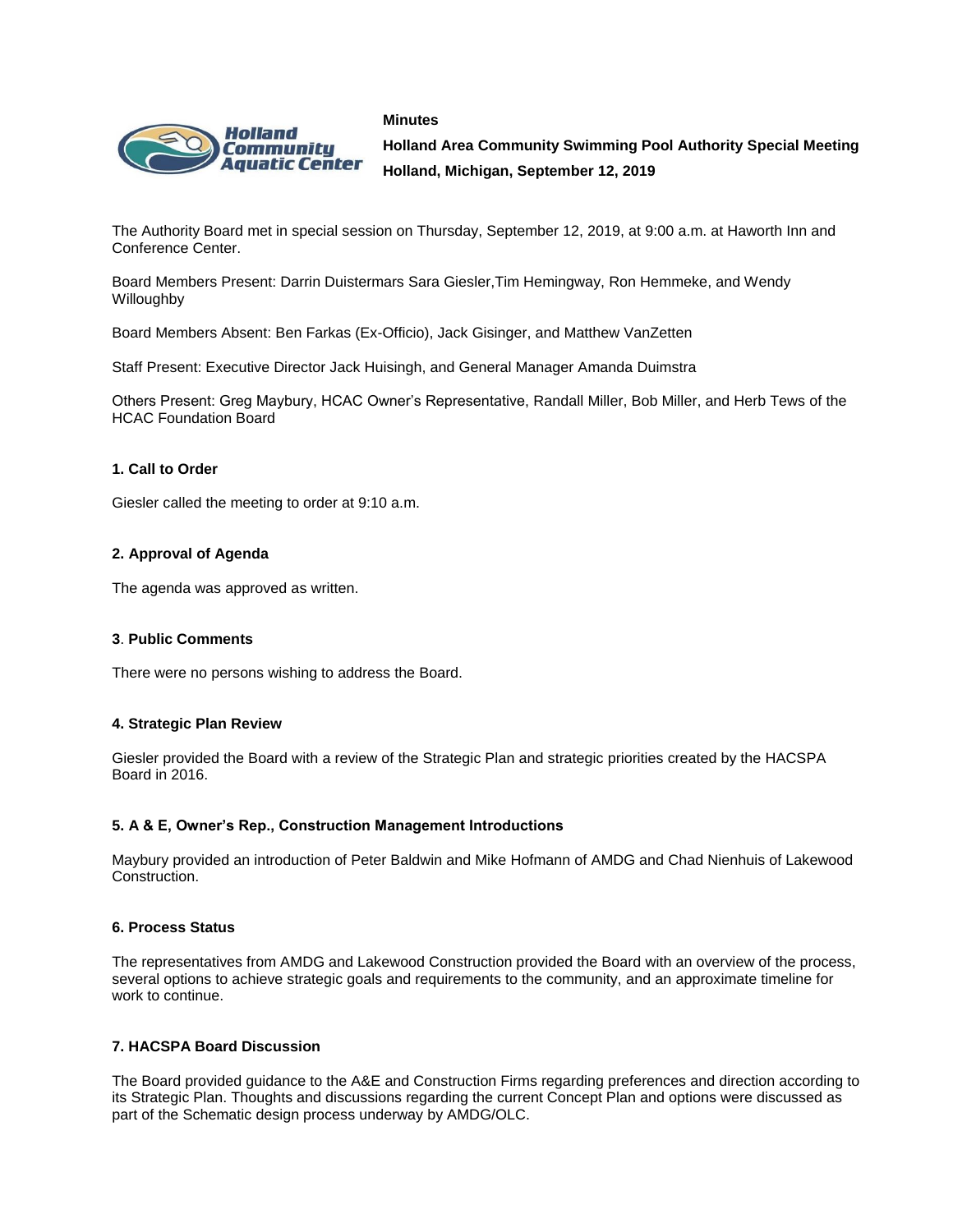**Minutes**

**Holland Area Community Swimming Pool Authority Special Meeting**

**Holland, Michigan, September 12, 2019**

The Authority Board met in special session on Thursday, September 12, 2019, at 9:00 a.m. at Haworth Inn and Conference Center.

Board Members Present: Darrin Duistermars Sara Giesler,Tim Hemingway, Ron Hemmeke, and Wendy Willoughby

Board Members Absent: Ben Farkas (Ex-Officio), Jack Gisinger, and Matthew VanZetten

Staff Present: Executive Director Jack Huisingh, and General Manager Amanda Duimstra

Others Present: Greg Maybury, HCAC Owner's Representative, Randall Miller, Bob Miller, and Herb Tews of the HCAC Foundation Board

### 1. Call to Order

Giesler called the meeting to order at 9:10 a.m.

### 2. Approval of Agenda

The agenda was approved as written.

### 3. Public Comments

There were no persons wishing to address the Board.

### 4. Strategic Plan Review

Giesler provided the Board with a review of the Strategic Plan and strategic priorities created by the HACSPA Board in 2016.

### 5. A & E, Owner's Rep., Construction Management Introductions

Maybury provided an introduction of Peter Baldwin and Mike Hofmann of AMDG and Chad Nienhuis of Lakewood Construction.

### 6. Process Status

The representatives from AMDG and Lakewood Construction provided the Board with an overview of the process, several options to achieve strategic goals and requirements to the community, and an approximate timeline for work to continue.

### 7. HACSPA Board Discussion

The Board provided guidance to the A&E and Construction Firms regarding preferences and direction according to its Strategic Plan. Thoughts and discussions regarding the current Concept Plan and options were discussed as part of the Schematic design process underway by AMDG/OLC.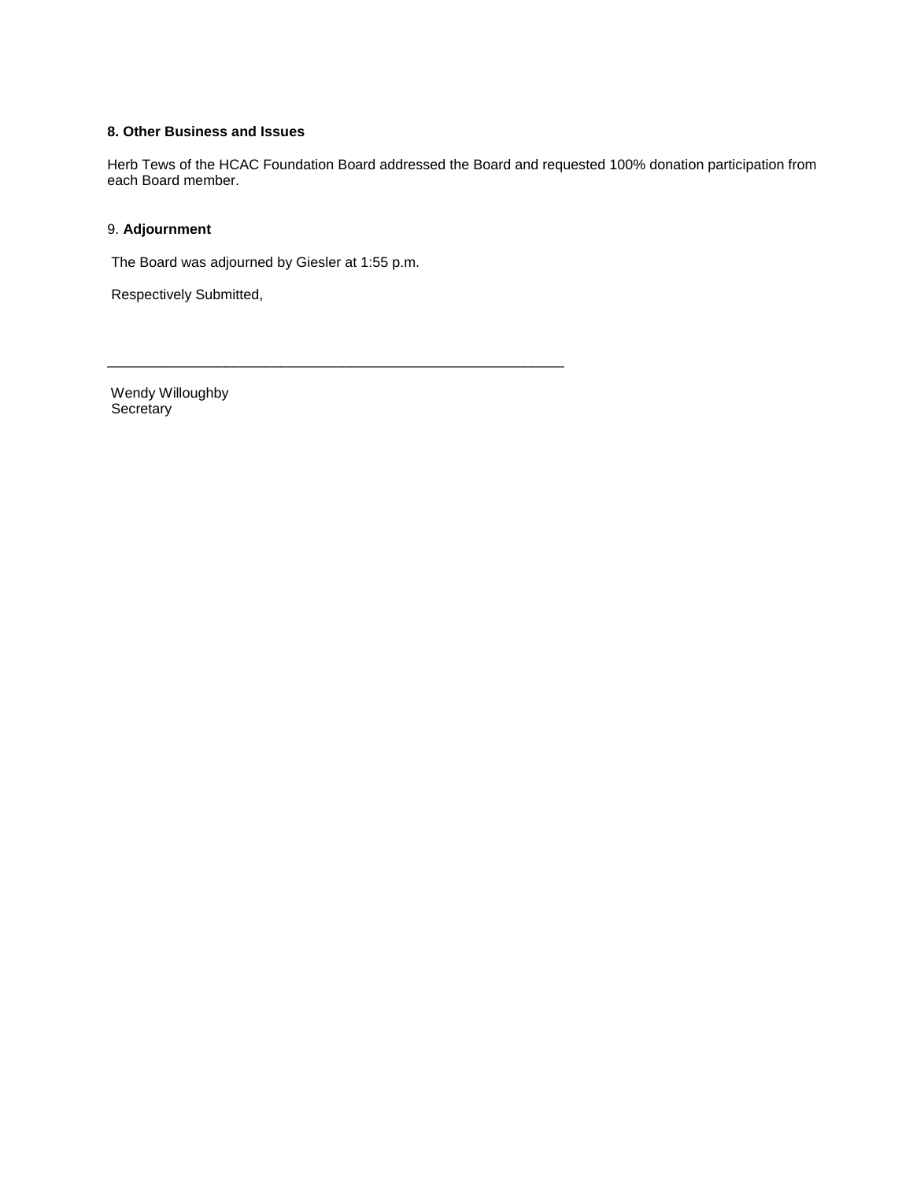**8. Other Business and Issues**

Herb Tews of the HCAC Foundation Board addressed the Board and requested 100% donation participation from each Board member.

9. **Adjournment**

The Board was adjourned by Giesler at 1:55 p.m.

Respectively Submitted,

\_\_\_\_\_\_\_\_\_\_\_\_\_\_\_\_\_\_\_\_\_\_\_\_\_\_\_\_\_\_\_\_\_\_\_\_\_\_\_\_\_\_\_\_\_\_\_\_\_\_\_\_\_\_\_\_\_\_\_\_

Wendy Willoughby
Secretary